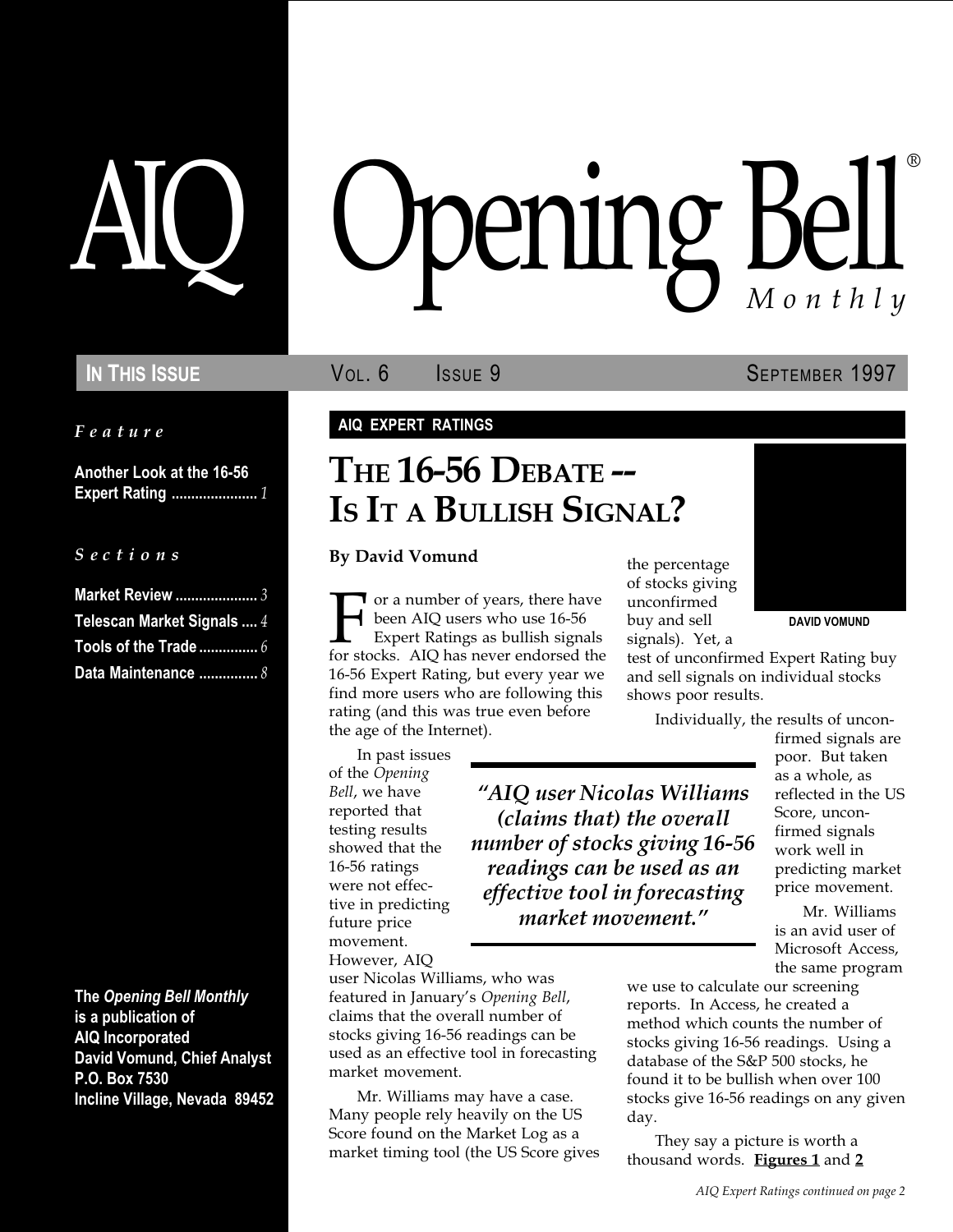# AIQ Opening Bell® Monthly

**In This Issue** — Vol. 6 Issue 9 — September 1997

*Feature*

Another Look at the 16-56 Expert Rating ...................... 1

*Sections*

Market Review ..................... 3
Telescan Market Signals .... 4
Tools of the Trade ............... 6
Data Maintenance ............... 8

The *Opening Bell Monthly* is a publication of AIQ Incorporated
David Vomund, Chief Analyst
P.O. Box 7530
Incline Village, Nevada 89452

**AIQ EXPERT RATINGS**

## The 16-56 Debate -- Is It a Bullish Signal?

**By David Vomund**

DAVID VOMUND

For a number of years, there have been AIQ users who use 16-56 Expert Ratings as bullish signals for stocks. AIQ has never endorsed the 16-56 Expert Rating, but every year we find more users who are following this rating (and this was true even before the age of the Internet).

In past issues of the *Opening Bell*, we have reported that testing results showed that the 16-56 ratings were not effective in predicting future price movement. However, AIQ user Nicolas Williams, who was featured in January's *Opening Bell*, claims that the overall number of stocks giving 16-56 readings can be used as an effective tool in forecasting market movement.

*"AIQ user Nicolas Williams (claims that) the overall number of stocks giving 16-56 readings can be used as an effective tool in forecasting market movement."*

Mr. Williams may have a case. Many people rely heavily on the US Score found on the Market Log as a market timing tool (the US Score gives the percentage of stocks giving unconfirmed buy and sell signals). Yet, a test of unconfirmed Expert Rating buy and sell signals on individual stocks shows poor results.

Individually, the results of unconfirmed signals are poor. But taken as a whole, as reflected in the US Score, unconfirmed signals work well in predicting market price movement.

Mr. Williams is an avid user of Microsoft Access, the same program we use to calculate our screening reports. In Access, he created a method which counts the number of stocks giving 16-56 readings. Using a database of the S&P 500 stocks, he found it to be bullish when over 100 stocks give 16-56 readings on any given day.

They say a picture is worth a thousand words. **Figures 1** and **2**

*AIQ Expert Ratings continued on page 2*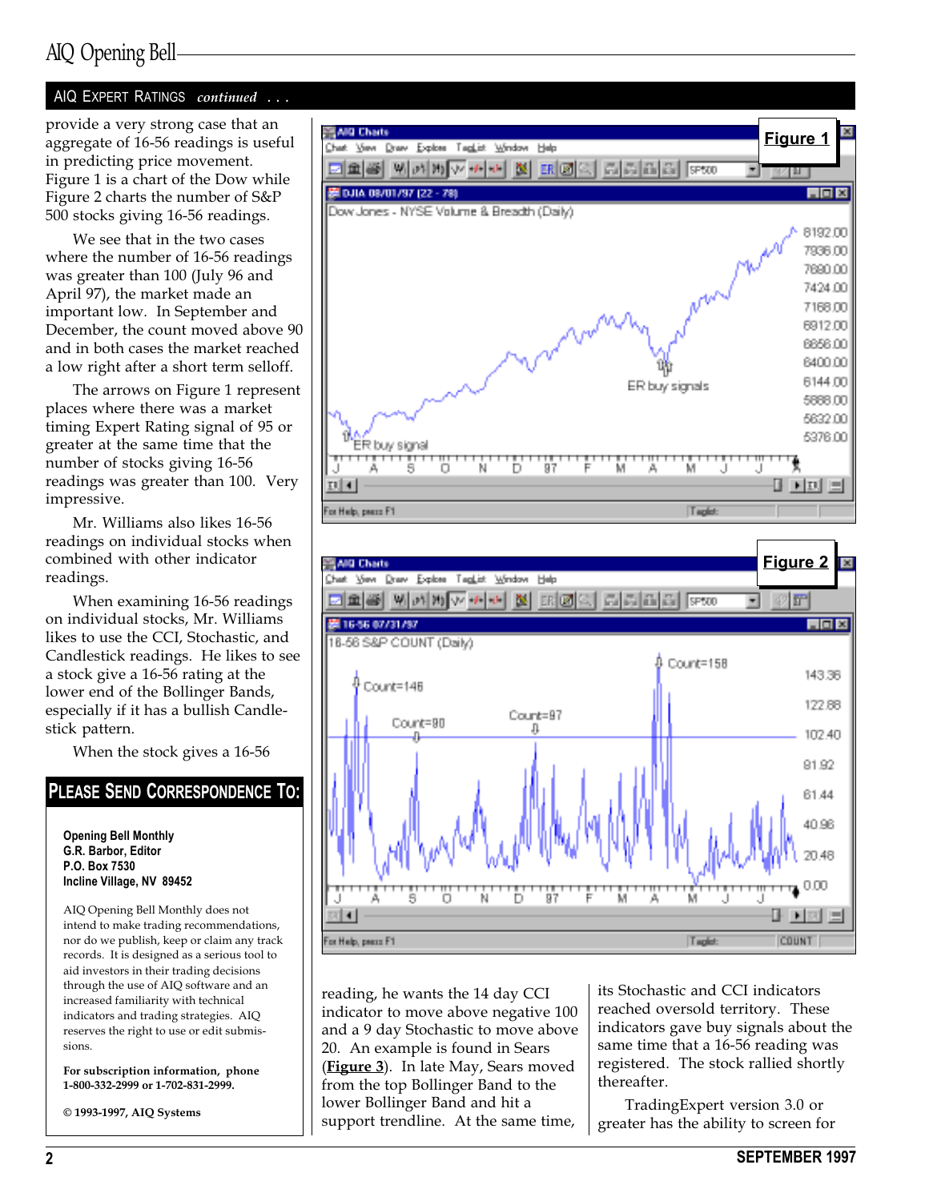## AIQ Expert Ratings *continued . . .*

provide a very strong case that an aggregate of 16-56 readings is useful in predicting price movement. Figure 1 is a chart of the Dow while Figure 2 charts the number of S&P 500 stocks giving 16-56 readings.

We see that in the two cases where the number of 16-56 readings was greater than 100 (July 96 and April 97), the market made an important low. In September and December, the count moved above 90 and in both cases the market reached a low right after a short term selloff.

The arrows on Figure 1 represent places where there was a market timing Expert Rating signal of 95 or greater at the same time that the number of stocks giving 16-56 readings was greater than 100. Very impressive.

Mr. Williams also likes 16-56 readings on individual stocks when combined with other indicator readings.

When examining 16-56 readings on individual stocks, Mr. Williams likes to use the CCI, Stochastic, and Candlestick readings. He likes to see a stock give a 16-56 rating at the lower end of the Bollinger Bands, especially if it has a bullish Candlestick pattern.

When the stock gives a 16-56 reading, he wants the 14 day CCI indicator to move above negative 100 and a 9 day Stochastic to move above 20. An example is found in Sears (Figure 3). In late May, Sears moved from the top Bollinger Band to the lower Bollinger Band and hit a support trendline. At the same time, its Stochastic and CCI indicators reached oversold territory. These indicators gave buy signals about the same time that a 16-56 reading was registered. The stock rallied shortly thereafter.

TradingExpert version 3.0 or greater has the ability to screen for

**Figure 1**

AIQ Charts
DJIA 08/01/97 (22 - 78)
Dow Jones - NYSE Volume & Breadth (Daily)
ER buy signals
ER buy signal
8192.00
7936.00
7680.00
7424.00
7168.00
6912.00
6656.00
6400.00
6144.00
5888.00
5632.00
5376.00
J A S O N D 97 F M A M J J

**Figure 2**

AIQ Charts
16-56 07/31/97
16-56 S&P COUNT (Daily)
Count=146
Count=90
Count=97
Count=158
143.36
122.88
102.40
81.92
61.44
40.96
20.48
0.00
J A S O N D 97 F M A M J J

## Please Send Correspondence To:

**Opening Bell Monthly**
**G.R. Barbor, Editor**
**P.O. Box 7530**
**Incline Village, NV 89452**

AIQ Opening Bell Monthly does not intend to make trading recommendations, nor do we publish, keep or claim any track records. It is designed as a serious tool to aid investors in their trading decisions through the use of AIQ software and an increased familiarity with technical indicators and trading strategies. AIQ reserves the right to use or edit submissions.

**For subscription information, phone 1-800-332-2999 or 1-702-831-2999.**

**© 1993-1997, AIQ Systems**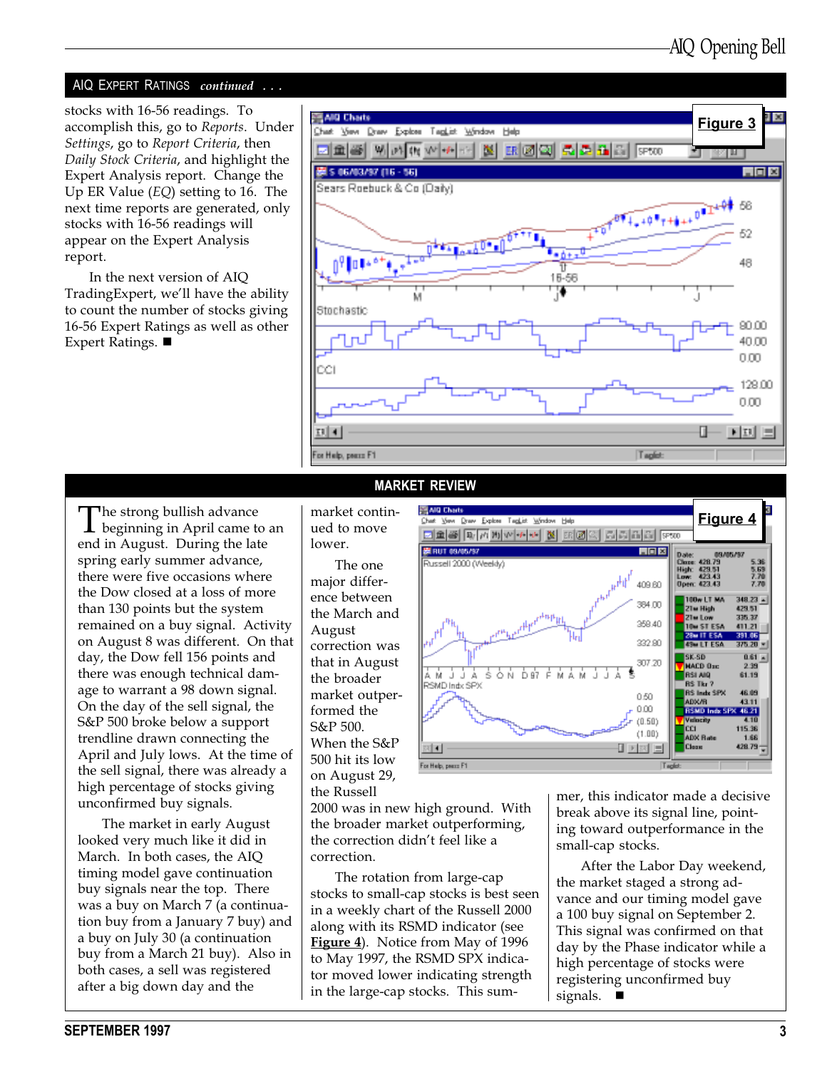## AIQ EXPERT RATINGS *continued* . . .

stocks with 16-56 readings. To accomplish this, go to *Reports*. Under *Settings*, go to *Report Criteria*, then *Daily Stock Criteria*, and highlight the Expert Analysis report. Change the Up ER Value (*EQ*) setting to 16. The next time reports are generated, only stocks with 16-56 readings will appear on the Expert Analysis report.

In the next version of AIQ TradingExpert, we'll have the ability to count the number of stocks giving 16-56 Expert Ratings as well as other Expert Ratings. ■

**Figure 3**

Sears Roebuck & Co (Daily)

S 06/03/97 (16 - 56)

56
52
48
16-56
M
J
J
Stochastic
80.00
40.00
0.00
CCI
128.00
0.00

## MARKET REVIEW

The strong bullish advance beginning in April came to an end in August. During the late spring early summer advance, there were five occasions where the Dow closed at a loss of more than 130 points but the system remained on a buy signal. Activity on August 8 was different. On that day, the Dow fell 156 points and there was enough technical damage to warrant a 98 down signal. On the day of the sell signal, the S&P 500 broke below a support trendline drawn connecting the April and July lows. At the time of the sell signal, there was already a high percentage of stocks giving unconfirmed buy signals.

The market in early August looked very much like it did in March. In both cases, the AIQ timing model gave continuation buy signals near the top. There was a buy on March 7 (a continuation buy from a January 7 buy) and a buy on July 30 (a continuation buy from a March 21 buy). Also in both cases, a sell was registered after a big down day and the market continued to move lower.

The one major difference between the March and August correction was that in August the broader market outperformed the S&P 500. When the S&P 500 hit its low on August 29, the Russell 2000 was in new high ground. With the broader market outperforming, the correction didn't feel like a correction.

The rotation from large-cap stocks to small-cap stocks is best seen in a weekly chart of the Russell 2000 along with its RSMD indicator (see **Figure 4**). Notice from May of 1996 to May 1997, the RSMD SPX indicator moved lower indicating strength in the large-cap stocks. This summer, this indicator made a decisive break above its signal line, pointing toward outperformance in the small-cap stocks.

**Figure 4**

RUT 09/05/97

Russell 2000 (Weekly)

409.60
384.00
358.40
332.80
307.20
A M J J A S O N D 97 F M A M J J A S
RSMD Indx SPX
0.50
0.00
(0.50)
(1.00)

After the Labor Day weekend, the market staged a strong advance and our timing model gave a 100 buy signal on September 2. This signal was confirmed on that day by the Phase indicator while a high percentage of stocks were registering unconfirmed buy signals. ■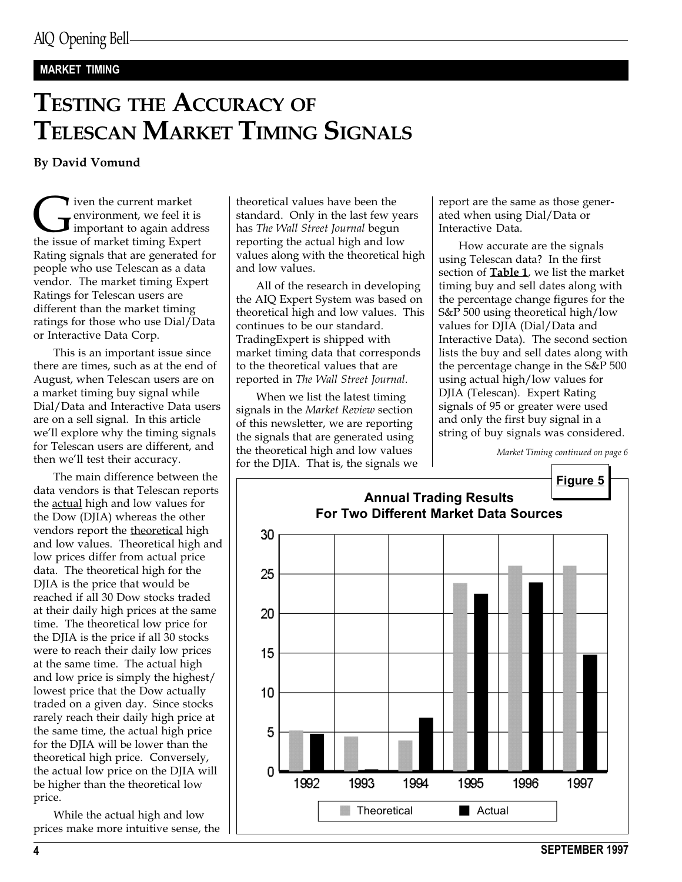## MARKET TIMING

# TESTING THE ACCURACY OF TELESCAN MARKET TIMING SIGNALS

**By David Vomund**

Given the current market environment, we feel it is important to again address the issue of market timing Expert Rating signals that are generated for people who use Telescan as a data vendor. The market timing Expert Ratings for Telescan users are different than the market timing ratings for those who use Dial/Data or Interactive Data Corp.

This is an important issue since there are times, such as at the end of August, when Telescan users are on a market timing buy signal while Dial/Data and Interactive Data users are on a sell signal. In this article we'll explore why the timing signals for Telescan users are different, and then we'll test their accuracy.

The main difference between the data vendors is that Telescan reports the actual high and low values for the Dow (DJIA) whereas the other vendors report the theoretical high and low values. Theoretical high and low prices differ from actual price data. The theoretical high for the DJIA is the price that would be reached if all 30 Dow stocks traded at their daily high prices at the same time. The theoretical low price for the DJIA is the price if all 30 stocks were to reach their daily low prices at the same time. The actual high and low price is simply the highest/lowest price that the Dow actually traded on a given day. Since stocks rarely reach their daily high price at the same time, the actual high price for the DJIA will be lower than the theoretical high price. Conversely, the actual low price on the DJIA will be higher than the theoretical low price.

While the actual high and low prices make more intuitive sense, the theoretical values have been the standard. Only in the last few years has *The Wall Street Journal* begun reporting the actual high and low values along with the theoretical high and low values.

All of the research in developing the AIQ Expert System was based on theoretical high and low values. This continues to be our standard. TradingExpert is shipped with market timing data that corresponds to the theoretical values that are reported in *The Wall Street Journal*.

When we list the latest timing signals in the *Market Review* section of this newsletter, we are reporting the signals that are generated using the theoretical high and low values for the DJIA. That is, the signals we report are the same as those generated when using Dial/Data or Interactive Data.

How accurate are the signals using Telescan data? In the first section of **Table 1**, we list the market timing buy and sell dates along with the percentage change figures for the S&P 500 using theoretical high/low values for DJIA (Dial/Data and Interactive Data). The second section lists the buy and sell dates along with the percentage change in the S&P 500 using actual high/low values for DJIA (Telescan). Expert Rating signals of 95 or greater were used and only the first buy signal in a string of buy signals was considered.

*Market Timing continued on page 6*

**Figure 5**

Annual Trading Results
For Two Different Market Data Sources

30
25
20
15
10
5
0

1992 1993 1994 1995 1996 1997

Theoretical  Actual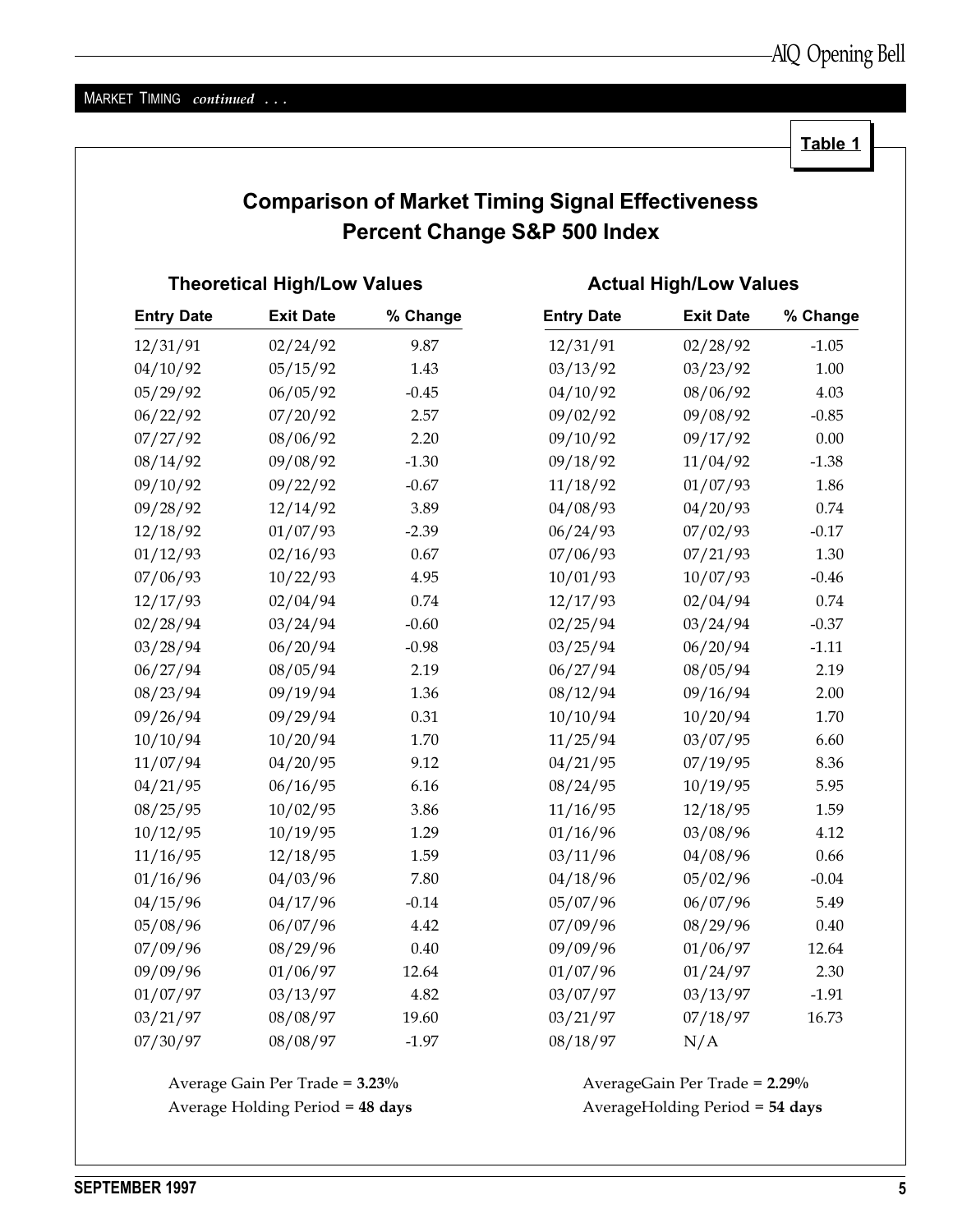MARKET TIMING *continued . . .*

**Table 1**

## Comparison of Market Timing Signal Effectiveness
## Percent Change S&P 500 Index

| Theoretical High/Low Values | | | Actual High/Low Values | | |
|---|---|---|---|---|---|
| **Entry Date** | **Exit Date** | **% Change** | **Entry Date** | **Exit Date** | **% Change** |
| 12/31/91 | 02/24/92 | 9.87 | 12/31/91 | 02/28/92 | -1.05 |
| 04/10/92 | 05/15/92 | 1.43 | 03/13/92 | 03/23/92 | 1.00 |
| 05/29/92 | 06/05/92 | -0.45 | 04/10/92 | 08/06/92 | 4.03 |
| 06/22/92 | 07/20/92 | 2.57 | 09/02/92 | 09/08/92 | -0.85 |
| 07/27/92 | 08/06/92 | 2.20 | 09/10/92 | 09/17/92 | 0.00 |
| 08/14/92 | 09/08/92 | -1.30 | 09/18/92 | 11/04/92 | -1.38 |
| 09/10/92 | 09/22/92 | -0.67 | 11/18/92 | 01/07/93 | 1.86 |
| 09/28/92 | 12/14/92 | 3.89 | 04/08/93 | 04/20/93 | 0.74 |
| 12/18/92 | 01/07/93 | -2.39 | 06/24/93 | 07/02/93 | -0.17 |
| 01/12/93 | 02/16/93 | 0.67 | 07/06/93 | 07/21/93 | 1.30 |
| 07/06/93 | 10/22/93 | 4.95 | 10/01/93 | 10/07/93 | -0.46 |
| 12/17/93 | 02/04/94 | 0.74 | 12/17/93 | 02/04/94 | 0.74 |
| 02/28/94 | 03/24/94 | -0.60 | 02/25/94 | 03/24/94 | -0.37 |
| 03/28/94 | 06/20/94 | -0.98 | 03/25/94 | 06/20/94 | -1.11 |
| 06/27/94 | 08/05/94 | 2.19 | 06/27/94 | 08/05/94 | 2.19 |
| 08/23/94 | 09/19/94 | 1.36 | 08/12/94 | 09/16/94 | 2.00 |
| 09/26/94 | 09/29/94 | 0.31 | 10/10/94 | 10/20/94 | 1.70 |
| 10/10/94 | 10/20/94 | 1.70 | 11/25/94 | 03/07/95 | 6.60 |
| 11/07/94 | 04/20/95 | 9.12 | 04/21/95 | 07/19/95 | 8.36 |
| 04/21/95 | 06/16/95 | 6.16 | 08/24/95 | 10/19/95 | 5.95 |
| 08/25/95 | 10/02/95 | 3.86 | 11/16/95 | 12/18/95 | 1.59 |
| 10/12/95 | 10/19/95 | 1.29 | 01/16/96 | 03/08/96 | 4.12 |
| 11/16/95 | 12/18/95 | 1.59 | 03/11/96 | 04/08/96 | 0.66 |
| 01/16/96 | 04/03/96 | 7.80 | 04/18/96 | 05/02/96 | -0.04 |
| 04/15/96 | 04/17/96 | -0.14 | 05/07/96 | 06/07/96 | 5.49 |
| 05/08/96 | 06/07/96 | 4.42 | 07/09/96 | 08/29/96 | 0.40 |
| 07/09/96 | 08/29/96 | 0.40 | 09/09/96 | 01/06/97 | 12.64 |
| 09/09/96 | 01/06/97 | 12.64 | 01/07/96 | 01/24/97 | 2.30 |
| 01/07/97 | 03/13/97 | 4.82 | 03/07/97 | 03/13/97 | -1.91 |
| 03/21/97 | 08/08/97 | 19.60 | 03/21/97 | 07/18/97 | 16.73 |
| 07/30/97 | 08/08/97 | -1.97 | 08/18/97 | N/A | |

Theoretical: Average Gain Per Trade = **3.23%**
Average Holding Period = **48 days**

Actual: AverageGain Per Trade = **2.29%**
AverageHolding Period = **54 days**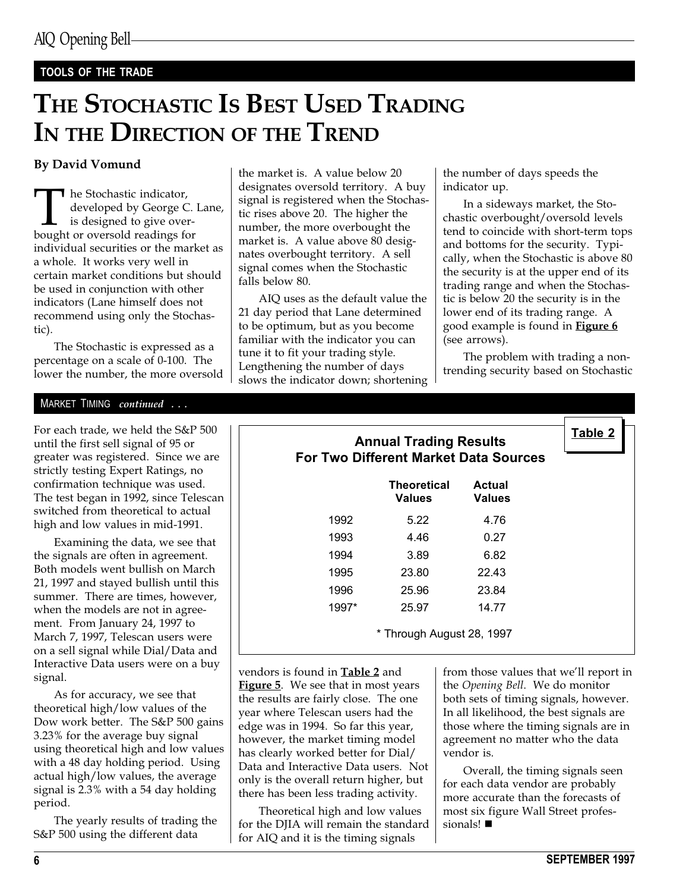TOOLS OF THE TRADE

# THE STOCHASTIC IS BEST USED TRADING IN THE DIRECTION OF THE TREND

**By David Vomund**

The Stochastic indicator, developed by George C. Lane, is designed to give overbought or oversold readings for individual securities or the market as a whole. It works very well in certain market conditions but should be used in conjunction with other indicators (Lane himself does not recommend using only the Stochastic).

The Stochastic is expressed as a percentage on a scale of 0-100. The lower the number, the more oversold the market is. A value below 20 designates oversold territory. A buy signal is registered when the Stochastic rises above 20. The higher the number, the more overbought the market is. A value above 80 designates overbought territory. A sell signal comes when the Stochastic falls below 80.

AIQ uses as the default value the 21 day period that Lane determined to be optimum, but as you become familiar with the indicator you can tune it to fit your trading style. Lengthening the number of days slows the indicator down; shortening the number of days speeds the indicator up.

In a sideways market, the Stochastic overbought/oversold levels tend to coincide with short-term tops and bottoms for the security. Typically, when the Stochastic is above 80 the security is at the upper end of its trading range and when the Stochastic is below 20 the security is in the lower end of its trading range. A good example is found in **Figure 6** (see arrows).

The problem with trading a non-trending security based on Stochastic

MARKET TIMING *continued* . . .

For each trade, we held the S&P 500 until the first sell signal of 95 or greater was registered. Since we are strictly testing Expert Ratings, no confirmation technique was used. The test began in 1992, since Telescan switched from theoretical to actual high and low values in mid-1991.

Examining the data, we see that the signals are often in agreement. Both models went bullish on March 21, 1997 and stayed bullish until this summer. There are times, however, when the models are not in agreement. From January 24, 1997 to March 7, 1997, Telescan users were on a sell signal while Dial/Data and Interactive Data users were on a buy signal.

As for accuracy, we see that theoretical high/low values of the Dow work better. The S&P 500 gains 3.23% for the average buy signal using theoretical high and low values with a 48 day holding period. Using actual high/low values, the average signal is 2.3% with a 54 day holding period.

The yearly results of trading the S&P 500 using the different data vendors is found in **Table 2** and **Figure 5**. We see that in most years the results are fairly close. The one year where Telescan users had the edge was in 1994. So far this year, however, the market timing model has clearly worked better for Dial/Data and Interactive Data users. Not only is the overall return higher, but there has been less trading activity.

**Table 2**

**Annual Trading Results For Two Different Market Data Sources**

| | Theoretical Values | Actual Values |
|---|---|---|
| 1992 | 5.22 | 4.76 |
| 1993 | 4.46 | 0.27 |
| 1994 | 3.89 | 6.82 |
| 1995 | 23.80 | 22.43 |
| 1996 | 25.96 | 23.84 |
| 1997* | 25.97 | 14.77 |

\* Through August 28, 1997

Theoretical high and low values for the DJIA will remain the standard for AIQ and it is the timing signals from those values that we'll report in the *Opening Bell*. We do monitor both sets of timing signals, however. In all likelihood, the best signals are those where the timing signals are in agreement no matter who the data vendor is.

Overall, the timing signals seen for each data vendor are probably more accurate than the forecasts of most six figure Wall Street professionals! ■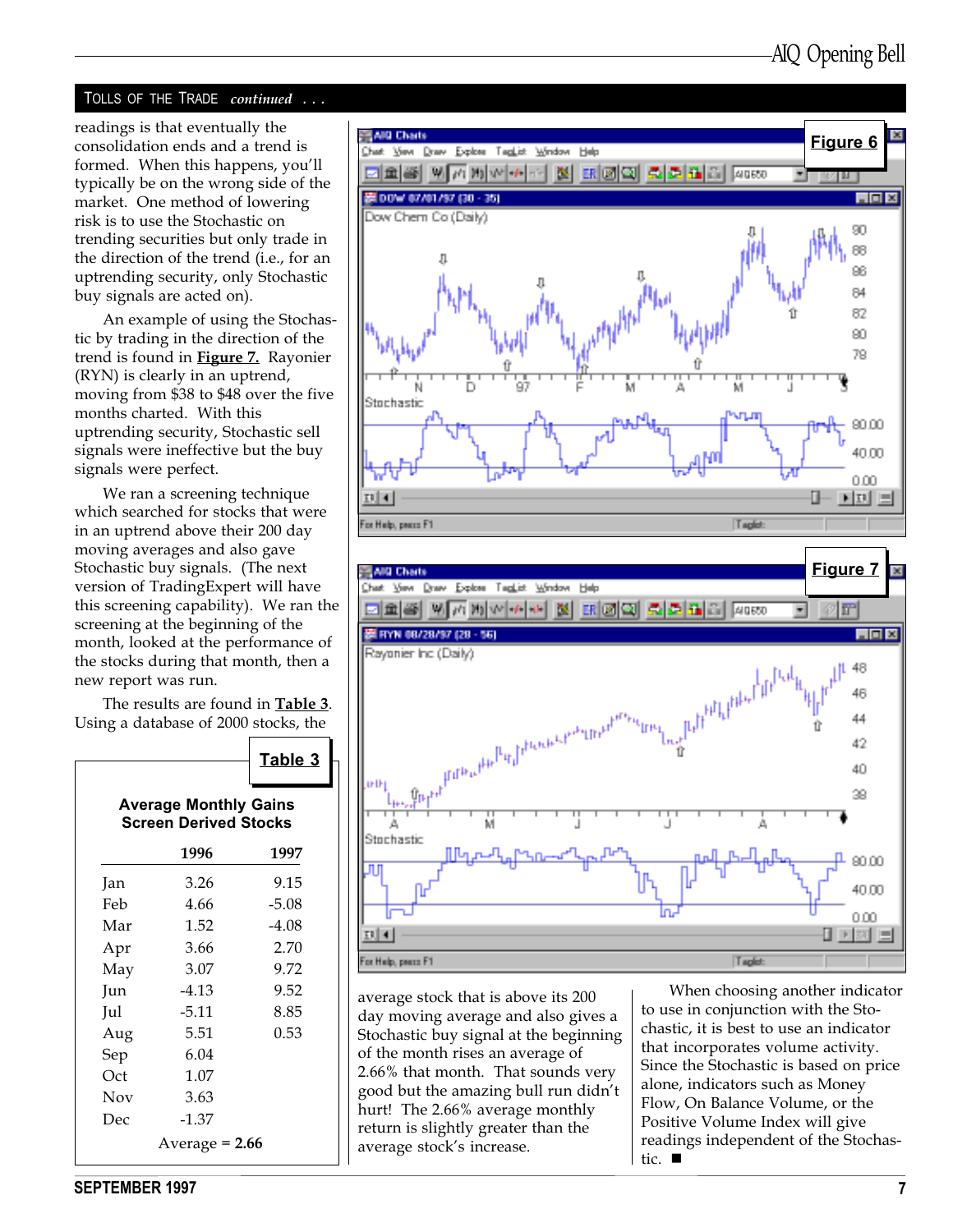## TOLLS OF THE TRADE *continued . . .*

readings is that eventually the consolidation ends and a trend is formed. When this happens, you'll typically be on the wrong side of the market. One method of lowering risk is to use the Stochastic on trending securities but only trade in the direction of the trend (i.e., for an uptrending security, only Stochastic buy signals are acted on).

An example of using the Stochastic by trading in the direction of the trend is found in **Figure 7.** Rayonier (RYN) is clearly in an uptrend, moving from $38 to $48 over the five months charted. With this uptrending security, Stochastic sell signals were ineffective but the buy signals were perfect.

We ran a screening technique which searched for stocks that were in an uptrend above their 200 day moving averages and also gave Stochastic buy signals. (The next version of TradingExpert will have this screening capability). We ran the screening at the beginning of the month, looked at the performance of the stocks during that month, then a new report was run.

The results are found in **Table 3**. Using a database of 2000 stocks, the average stock that is above its 200 day moving average and also gives a Stochastic buy signal at the beginning of the month rises an average of 2.66% that month. That sounds very good but the amazing bull run didn't hurt! The 2.66% average monthly return is slightly greater than the average stock's increase.

**Table 3**

**Average Monthly Gains Screen Derived Stocks**

| | 1996 | 1997 |
|---|---|---|
| Jan | 3.26 | 9.15 |
| Feb | 4.66 | -5.08 |
| Mar | 1.52 | -4.08 |
| Apr | 3.66 | 2.70 |
| May | 3.07 | 9.72 |
| Jun | -4.13 | 9.52 |
| Jul | -5.11 | 8.85 |
| Aug | 5.51 | 0.53 |
| Sep | 6.04 | |
| Oct | 1.07 | |
| Nov | 3.63 | |
| Dec | -1.37 | |

Average = **2.66**

**Figure 6**

AIQ Charts
DOW 07/01/97 (30 - 35)
Dow Chem Co (Daily)
90 88 86 84 82 80 78
N D 97 F M A M J
Stochastic
80.00 40.00 0.00

**Figure 7**

AIQ Charts
RYN 08/28/97 (28 - 56)
Rayonier Inc (Daily)
48 46 44 42 40 38
A M J J A
Stochastic
80.00 40.00 0.00

When choosing another indicator to use in conjunction with the Stochastic, it is best to use an indicator that incorporates volume activity. Since the Stochastic is based on price alone, indicators such as Money Flow, On Balance Volume, or the Positive Volume Index will give readings independent of the Stochastic. ■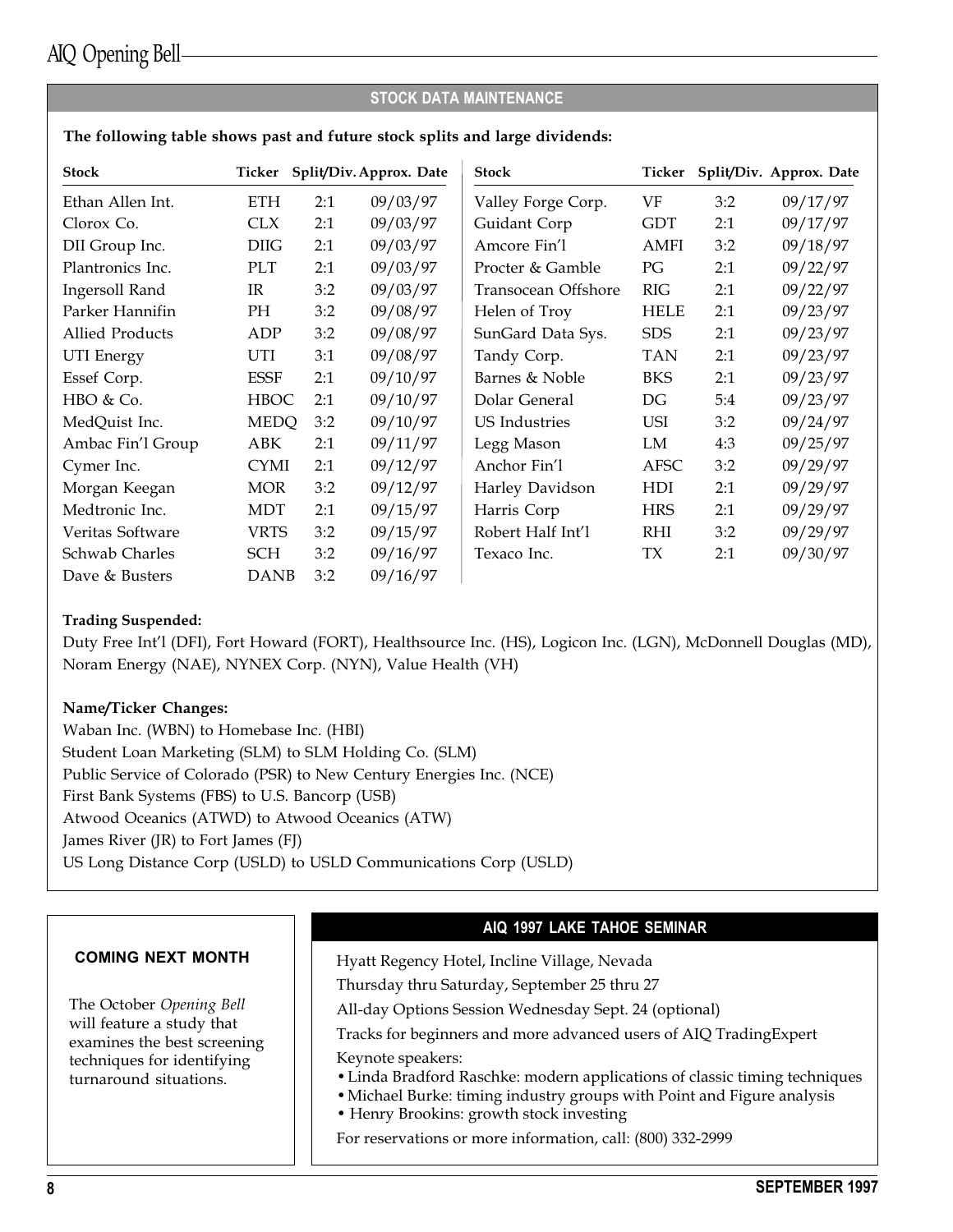## STOCK DATA MAINTENANCE

**The following table shows past and future stock splits and large dividends:**

| Stock | Ticker | Split/Div. | Approx. Date |
|---|---|---|---|
| Ethan Allen Int. | ETH | 2:1 | 09/03/97 |
| Clorox Co. | CLX | 2:1 | 09/03/97 |
| DII Group Inc. | DIIG | 2:1 | 09/03/97 |
| Plantronics Inc. | PLT | 2:1 | 09/03/97 |
| Ingersoll Rand | IR | 3:2 | 09/03/97 |
| Parker Hannifin | PH | 3:2 | 09/08/97 |
| Allied Products | ADP | 3:2 | 09/08/97 |
| UTI Energy | UTI | 3:1 | 09/08/97 |
| Essef Corp. | ESSF | 2:1 | 09/10/97 |
| HBO & Co. | HBOC | 2:1 | 09/10/97 |
| MedQuist Inc. | MEDQ | 3:2 | 09/10/97 |
| Ambac Fin'l Group | ABK | 2:1 | 09/11/97 |
| Cymer Inc. | CYMI | 2:1 | 09/12/97 |
| Morgan Keegan | MOR | 3:2 | 09/12/97 |
| Medtronic Inc. | MDT | 2:1 | 09/15/97 |
| Veritas Software | VRTS | 3:2 | 09/15/97 |
| Schwab Charles | SCH | 3:2 | 09/16/97 |
| Dave & Busters | DANB | 3:2 | 09/16/97 |
| Valley Forge Corp. | VF | 3:2 | 09/17/97 |
| Guidant Corp | GDT | 2:1 | 09/17/97 |
| Amcore Fin'l | AMFI | 3:2 | 09/18/97 |
| Procter & Gamble | PG | 2:1 | 09/22/97 |
| Transocean Offshore | RIG | 2:1 | 09/22/97 |
| Helen of Troy | HELE | 2:1 | 09/23/97 |
| SunGard Data Sys. | SDS | 2:1 | 09/23/97 |
| Tandy Corp. | TAN | 2:1 | 09/23/97 |
| Barnes & Noble | BKS | 2:1 | 09/23/97 |
| Dolar General | DG | 5:4 | 09/23/97 |
| US Industries | USI | 3:2 | 09/24/97 |
| Legg Mason | LM | 4:3 | 09/25/97 |
| Anchor Fin'l | AFSC | 3:2 | 09/29/97 |
| Harley Davidson | HDI | 2:1 | 09/29/97 |
| Harris Corp | HRS | 2:1 | 09/29/97 |
| Robert Half Int'l | RHI | 3:2 | 09/29/97 |
| Texaco Inc. | TX | 2:1 | 09/30/97 |

**Trading Suspended:**

Duty Free Int'l (DFI), Fort Howard (FORT), Healthsource Inc. (HS), Logicon Inc. (LGN), McDonnell Douglas (MD), Noram Energy (NAE), NYNEX Corp. (NYN), Value Health (VH)

**Name/Ticker Changes:**

Waban Inc. (WBN) to Homebase Inc. (HBI)
Student Loan Marketing (SLM) to SLM Holding Co. (SLM)
Public Service of Colorado (PSR) to New Century Energies Inc. (NCE)
First Bank Systems (FBS) to U.S. Bancorp (USB)
Atwood Oceanics (ATWD) to Atwood Oceanics (ATW)
James River (JR) to Fort James (FJ)
US Long Distance Corp (USLD) to USLD Communications Corp (USLD)

### COMING NEXT MONTH

The October *Opening Bell* will feature a study that examines the best screening techniques for identifying turnaround situations.

### AIQ 1997 LAKE TAHOE SEMINAR

Hyatt Regency Hotel, Incline Village, Nevada

Thursday thru Saturday, September 25 thru 27

All-day Options Session Wednesday Sept. 24 (optional)

Tracks for beginners and more advanced users of AIQ TradingExpert

Keynote speakers:

- Linda Bradford Raschke: modern applications of classic timing techniques
- Michael Burke: timing industry groups with Point and Figure analysis
- Henry Brookins: growth stock investing

For reservations or more information, call: (800) 332-2999